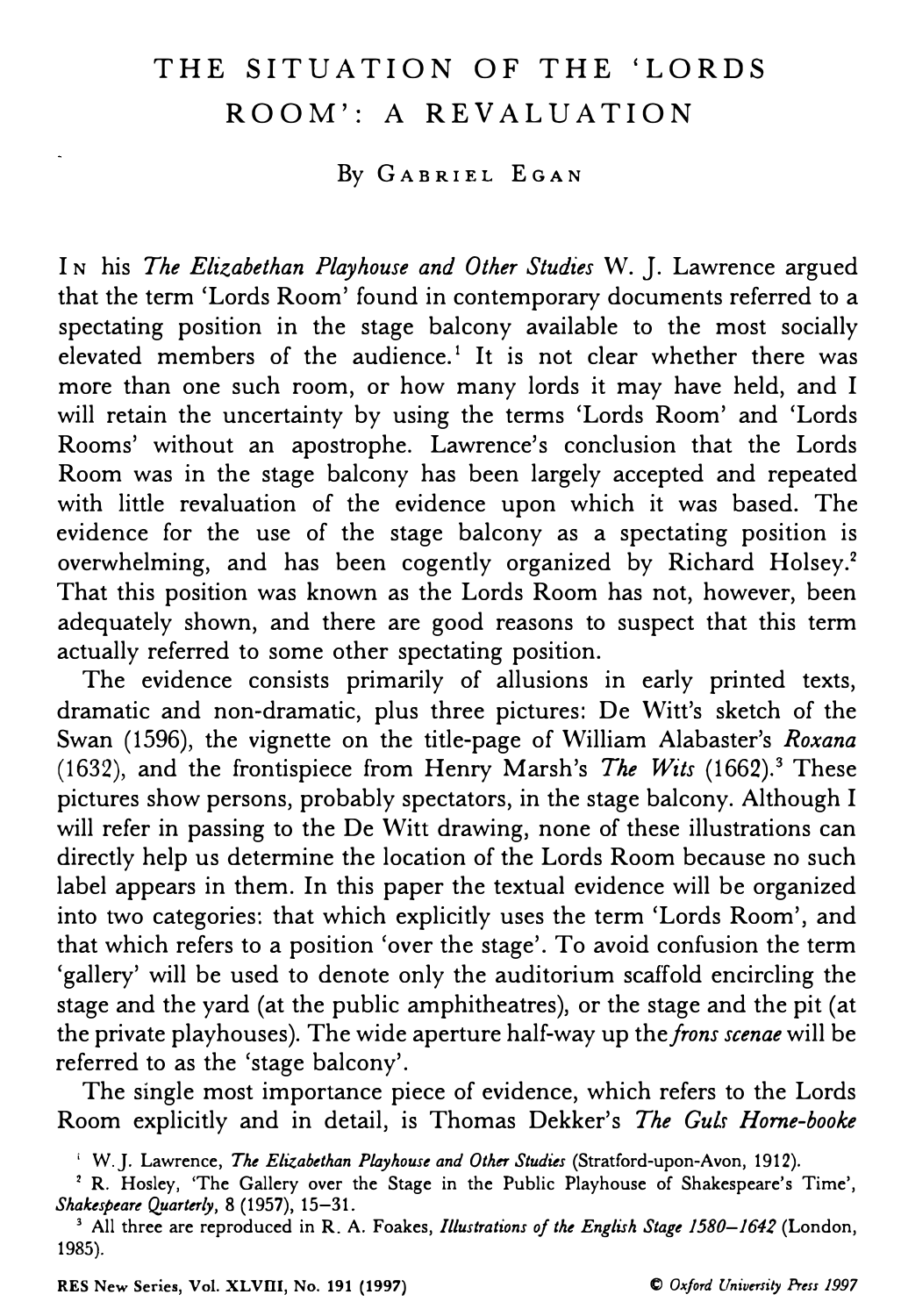# THE SITUATION OF THE 'LORDS ROOM': A REVALUATION

By GABRIEL EGAN

IN his *The Elizabethan Playhouse and Other Studies* W. J. Lawrence argued that the term 'Lords Room' found in contemporary documents referred to a spectating position in the stage balcony available to the most socially elevated members of the audience.[1] It is not clear whether there was more than one such room, or how many lords it may have held, and I will retain the uncertainty by using the terms 'Lords Room' and 'Lords Rooms' without an apostrophe. Lawrence's conclusion that the Lords Room was in the stage balcony has been largely accepted and repeated with little revaluation of the evidence upon which it was based. The evidence for the use of the stage balcony as a spectating position is overwhelming, and has been cogently organized by Richard Holsey.[2] That this position was known as the Lords Room has not, however, been adequately shown, and there are good reasons to suspect that this term actually referred to some other spectating position.

The evidence consists primarily of allusions in early printed texts, dramatic and non-dramatic, plus three pictures: De Witt's sketch of the Swan (1596), the vignette on the title-page of William Alabaster's *Roxana* (1632), and the frontispiece from Henry Marsh's *The Wits* (1662).[3] These pictures show persons, probably spectators, in the stage balcony. Although I will refer in passing to the De Witt drawing, none of these illustrations can directly help us determine the location of the Lords Room because no such label appears in them. In this paper the textual evidence will be organized into two categories: that which explicitly uses the term 'Lords Room', and that which refers to a position 'over the stage'. To avoid confusion the term 'gallery' will be used to denote only the auditorium scaffold encircling the stage and the yard (at the public amphitheatres), or the stage and the pit (at the private playhouses). The wide aperture half-way up the *frons scenae* will be referred to as the 'stage balcony'.

The single most importance piece of evidence, which refers to the Lords Room explicitly and in detail, is Thomas Dekker's *The Guls Horne-booke*

[1] W. J. Lawrence, *The Elizabethan Playhouse and Other Studies* (Stratford-upon-Avon, 1912).

[2] R. Hosley, 'The Gallery over the Stage in the Public Playhouse of Shakespeare's Time', *Shakespeare Quarterly*, 8 (1957), 15–31.

[3] All three are reproduced in R. A. Foakes, *Illustrations of the English Stage 1580–1642* (London, 1985).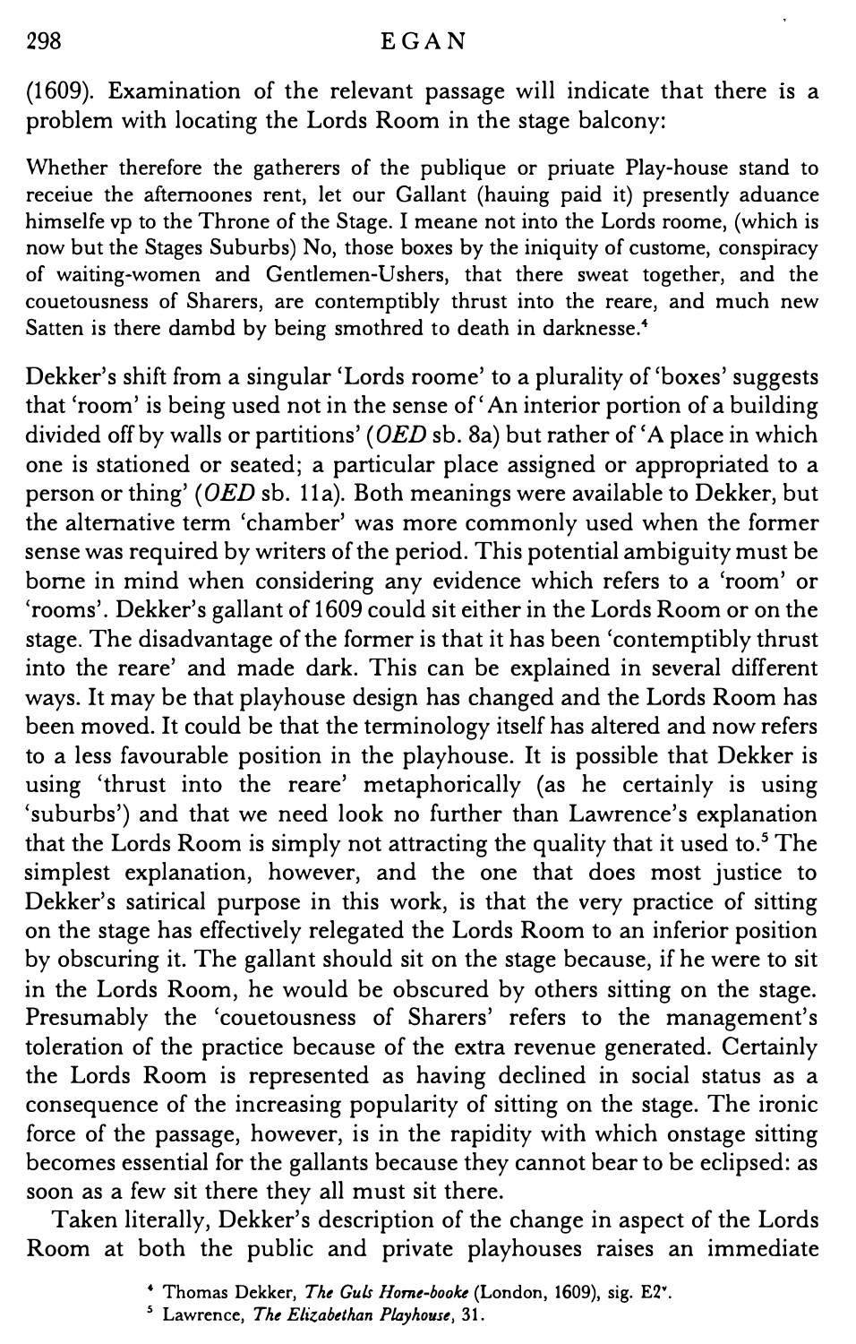(1609). Examination of the relevant passage will indicate that there is a problem with locating the Lords Room in the stage balcony:

> Whether therefore the gatherers of the publique or priuate Play-house stand to receiue the afternoones rent, let our Gallant (hauing paid it) presently aduance himselfe vp to the Throne of the Stage. I meane not into the Lords roome, (which is now but the Stages Suburbs) No, those boxes by the iniquity of custome, conspiracy of waiting-women and Gentlemen-Ushers, that there sweat together, and the couetousness of Sharers, are contemptibly thrust into the reare, and much new Satten is there dambd by being smothred to death in darknesse.[4]

Dekker's shift from a singular 'Lords roome' to a plurality of 'boxes' suggests that 'room' is being used not in the sense of 'An interior portion of a building divided off by walls or partitions' (*OED* sb. 8a) but rather of 'A place in which one is stationed or seated; a particular place assigned or appropriated to a person or thing' (*OED* sb. 11a). Both meanings were available to Dekker, but the alternative term 'chamber' was more commonly used when the former sense was required by writers of the period. This potential ambiguity must be borne in mind when considering any evidence which refers to a 'room' or 'rooms'. Dekker's gallant of 1609 could sit either in the Lords Room or on the stage. The disadvantage of the former is that it has been 'contemptibly thrust into the reare' and made dark. This can be explained in several different ways. It may be that playhouse design has changed and the Lords Room has been moved. It could be that the terminology itself has altered and now refers to a less favourable position in the playhouse. It is possible that Dekker is using 'thrust into the reare' metaphorically (as he certainly is using 'suburbs') and that we need look no further than Lawrence's explanation that the Lords Room is simply not attracting the quality that it used to.[5] The simplest explanation, however, and the one that does most justice to Dekker's satirical purpose in this work, is that the very practice of sitting on the stage has effectively relegated the Lords Room to an inferior position by obscuring it. The gallant should sit on the stage because, if he were to sit in the Lords Room, he would be obscured by others sitting on the stage. Presumably the 'couetousness of Sharers' refers to the management's toleration of the practice because of the extra revenue generated. Certainly the Lords Room is represented as having declined in social status as a consequence of the increasing popularity of sitting on the stage. The ironic force of the passage, however, is in the rapidity with which onstage sitting becomes essential for the gallants because they cannot bear to be eclipsed: as soon as a few sit there they all must sit there.

Taken literally, Dekker's description of the change in aspect of the Lords Room at both the public and private playhouses raises an immediate

[4] Thomas Dekker, *The Guls Horne-booke* (London, 1609), sig. E2v.

[5] Lawrence, *The Elizabethan Playhouse*, 31.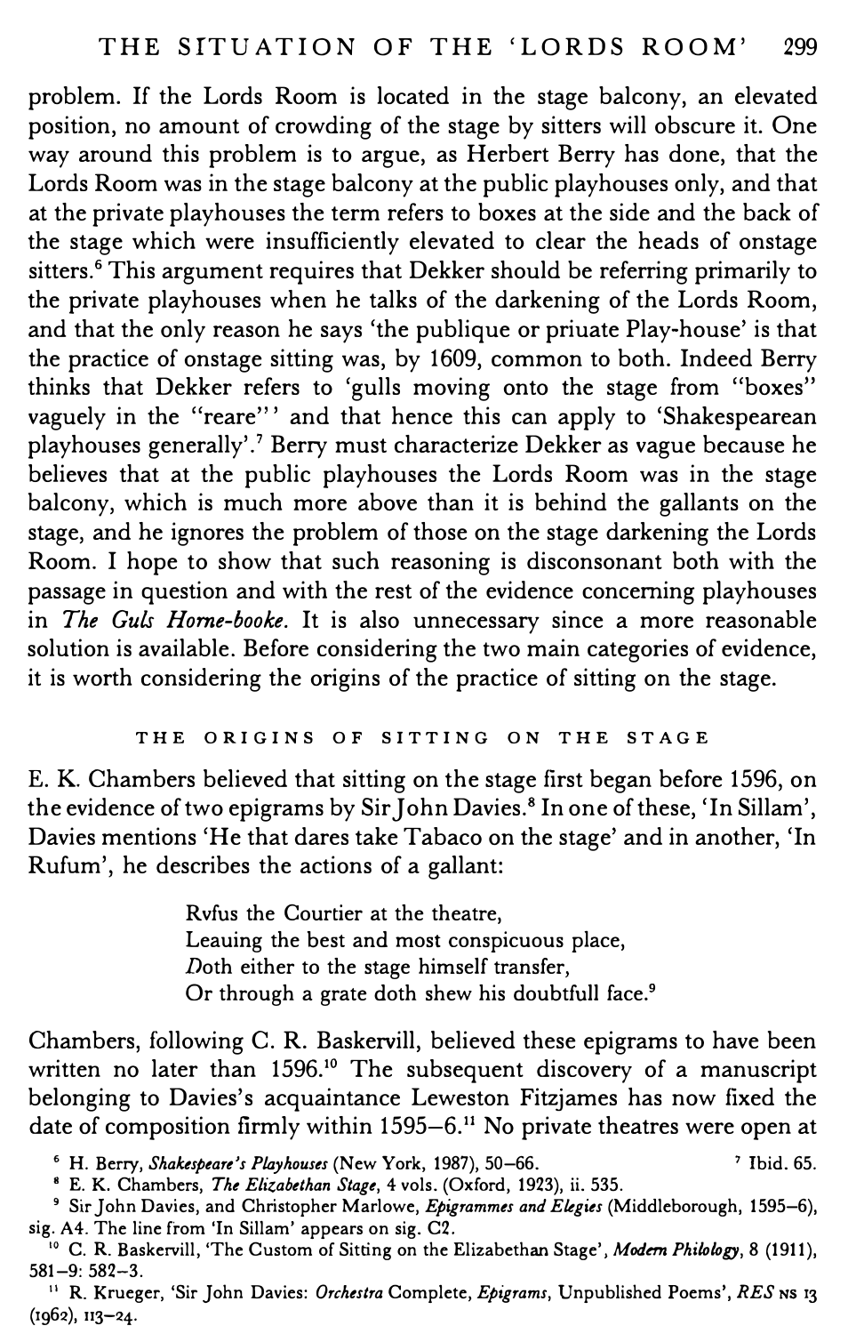problem. If the Lords Room is located in the stage balcony, an elevated position, no amount of crowding of the stage by sitters will obscure it. One way around this problem is to argue, as Herbert Berry has done, that the Lords Room was in the stage balcony at the public playhouses only, and that at the private playhouses the term refers to boxes at the side and the back of the stage which were insufficiently elevated to clear the heads of onstage sitters.[6] This argument requires that Dekker should be referring primarily to the private playhouses when he talks of the darkening of the Lords Room, and that the only reason he says 'the publique or priuate Play-house' is that the practice of onstage sitting was, by 1609, common to both. Indeed Berry thinks that Dekker refers to 'gulls moving onto the stage from "boxes" vaguely in the "reare"' and that hence this can apply to 'Shakespearean playhouses generally'.[7] Berry must characterize Dekker as vague because he believes that at the public playhouses the Lords Room was in the stage balcony, which is much more above than it is behind the gallants on the stage, and he ignores the problem of those on the stage darkening the Lords Room. I hope to show that such reasoning is disconsonant both with the passage in question and with the rest of the evidence concerning playhouses in *The Guls Horne-booke*. It is also unnecessary since a more reasonable solution is available. Before considering the two main categories of evidence, it is worth considering the origins of the practice of sitting on the stage.

## THE ORIGINS OF SITTING ON THE STAGE

E. K. Chambers believed that sitting on the stage first began before 1596, on the evidence of two epigrams by Sir John Davies.[8] In one of these, 'In Sillam', Davies mentions 'He that dares take Tabaco on the stage' and in another, 'In Rufum', he describes the actions of a gallant:

> Rvfus the Courtier at the theatre,
> Leauing the best and most conspicuous place,
> Doth either to the stage himself transfer,
> Or through a grate doth shew his doubtfull face.[9]

Chambers, following C. R. Baskervill, believed these epigrams to have been written no later than 1596.[10] The subsequent discovery of a manuscript belonging to Davies's acquaintance Leweston Fitzjames has now fixed the date of composition firmly within 1595–6.[11] No private theatres were open at

[6] H. Berry, *Shakespeare's Playhouses* (New York, 1987), 50–66. [7] Ibid. 65.

[8] E. K. Chambers, *The Elizabethan Stage*, 4 vols. (Oxford, 1923), ii. 535.

[9] Sir John Davies, and Christopher Marlowe, *Epigrammes and Elegies* (Middleborough, 1595–6), sig. A4. The line from 'In Sillam' appears on sig. C2.

[10] C. R. Baskervill, 'The Custom of Sitting on the Elizabethan Stage', *Modern Philology*, 8 (1911), 581–9: 582–3.

[11] R. Krueger, 'Sir John Davies: *Orchestra* Complete, *Epigrams*, Unpublished Poems', *RES* NS 13 (1962), 113–24.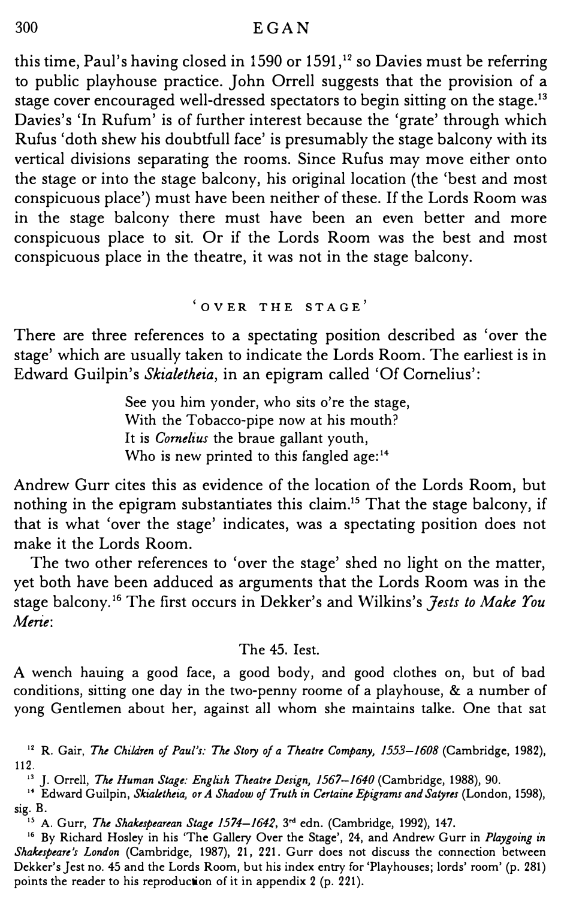this time, Paul's having closed in 1590 or 1591,[12] so Davies must be referring to public playhouse practice. John Orrell suggests that the provision of a stage cover encouraged well-dressed spectators to begin sitting on the stage.[13] Davies's 'In Rufum' is of further interest because the 'grate' through which Rufus 'doth shew his doubtfull face' is presumably the stage balcony with its vertical divisions separating the rooms. Since Rufus may move either onto the stage or into the stage balcony, his original location (the 'best and most conspicuous place') must have been neither of these. If the Lords Room was in the stage balcony there must have been an even better and more conspicuous place to sit. Or if the Lords Room was the best and most conspicuous place in the theatre, it was not in the stage balcony.

## 'OVER THE STAGE'

There are three references to a spectating position described as 'over the stage' which are usually taken to indicate the Lords Room. The earliest is in Edward Guilpin's *Skialetheia*, in an epigram called 'Of Cornelius':

> See you him yonder, who sits o're the stage,
> With the Tobacco-pipe now at his mouth?
> It is *Cornelius* the braue gallant youth,
> Who is new printed to this fangled age:[14]

Andrew Gurr cites this as evidence of the location of the Lords Room, but nothing in the epigram substantiates this claim.[15] That the stage balcony, if that is what 'over the stage' indicates, was a spectating position does not make it the Lords Room.

The two other references to 'over the stage' shed no light on the matter, yet both have been adduced as arguments that the Lords Room was in the stage balcony.[16] The first occurs in Dekker's and Wilkins's *Jests to Make You Merie*:

The 45. Iest.

A wench hauing a good face, a good body, and good clothes on, but of bad conditions, sitting one day in the two-penny roome of a playhouse, & a number of yong Gentlemen about her, against all whom she maintains talke. One that sat

[12] R. Gair, *The Children of Paul's: The Story of a Theatre Company, 1553–1608* (Cambridge, 1982), 112.

[13] J. Orrell, *The Human Stage: English Theatre Design, 1567–1640* (Cambridge, 1988), 90.

[14] Edward Guilpin, *Skialetheia, or A Shadow of Truth in Certaine Epigrams and Satyres* (London, 1598), sig. B.

[15] A. Gurr, *The Shakespearean Stage 1574–1642*, 3rd edn. (Cambridge, 1992), 147.

[16] By Richard Hosley in his 'The Gallery Over the Stage', 24, and Andrew Gurr in *Playgoing in Shakespeare's London* (Cambridge, 1987), 21, 221. Gurr does not discuss the connection between Dekker's Jest no. 45 and the Lords Room, but his index entry for 'Playhouses; lords' room' (p. 281) points the reader to his reproduction of it in appendix 2 (p. 221).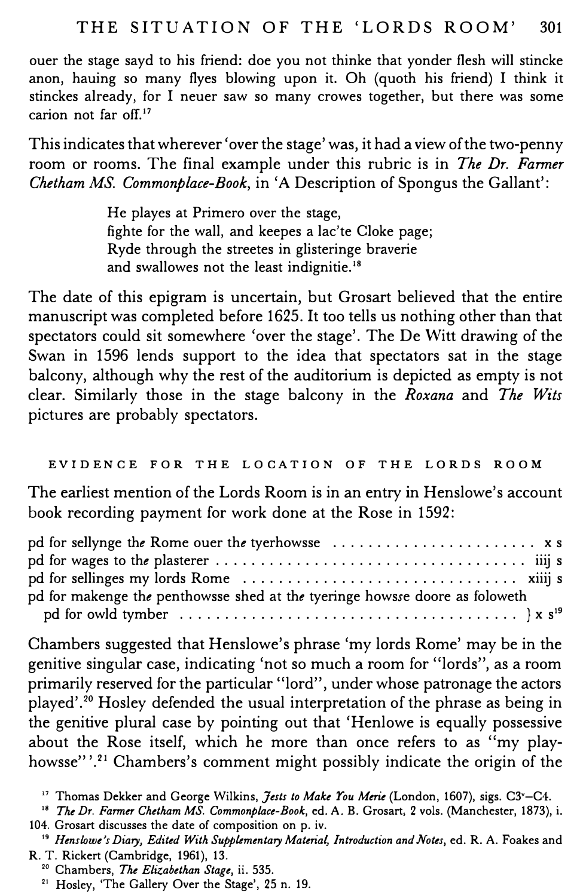ouer the stage sayd to his friend: doe you not thinke that yonder flesh will stincke anon, hauing so many flyes blowing upon it. Oh (quoth his friend) I think it stinckes already, for I neuer saw so many crowes together, but there was some carion not far off.[17]

This indicates that wherever 'over the stage' was, it had a view of the two-penny room or rooms. The final example under this rubric is in *The Dr. Farmer Chetham MS. Commonplace-Book*, in 'A Description of Spongus the Gallant':

> He playes at Primero over the stage,
> fighte for the wall, and keepes a lac'te Cloke page;
> Ryde through the streetes in glisteringe braverie
> and swallowes not the least indignitie.[18]

The date of this epigram is uncertain, but Grosart believed that the entire manuscript was completed before 1625. It too tells us nothing other than that spectators could sit somewhere 'over the stage'. The De Witt drawing of the Swan in 1596 lends support to the idea that spectators sat in the stage balcony, although why the rest of the auditorium is depicted as empty is not clear. Similarly those in the stage balcony in the *Roxana* and *The Wits* pictures are probably spectators.

## EVIDENCE FOR THE LOCATION OF THE LORDS ROOM

The earliest mention of the Lords Room is in an entry in Henslowe's account book recording payment for work done at the Rose in 1592:

pd for sellynge the Rome ouer the tyerhowsse ........................ x s
pd for wages to the plasterer ........................................ iiij s
pd for sellinges my lords Rome ...................................... xiiij s
pd for makenge the penthowsse shed at the tyeringe howsse doore as foloweth
  pd for owld tymber ........................................ } x s[19]

Chambers suggested that Henslowe's phrase 'my lords Rome' may be in the genitive singular case, indicating 'not so much a room for "lords", as a room primarily reserved for the particular "lord", under whose patronage the actors played'.[20] Hosley defended the usual interpretation of the phrase as being in the genitive plural case by pointing out that 'Henlowe is equally possessive about the Rose itself, which he more than once refers to as "my play-howsse"'.[21] Chambers's comment might possibly indicate the origin of the

[17] Thomas Dekker and George Wilkins, *Jests to Make You Merie* (London, 1607), sigs. C3v–C4.

[18] *The Dr. Farmer Chetham MS. Commonplace-Book*, ed. A. B. Grosart, 2 vols. (Manchester, 1873), i. 104. Grosart discusses the date of composition on p. iv.

[19] *Henslowe's Diary, Edited With Supplementary Material, Introduction and Notes*, ed. R. A. Foakes and R. T. Rickert (Cambridge, 1961), 13.

[20] Chambers, *The Elizabethan Stage*, ii. 535.

[21] Hosley, 'The Gallery Over the Stage', 25 n. 19.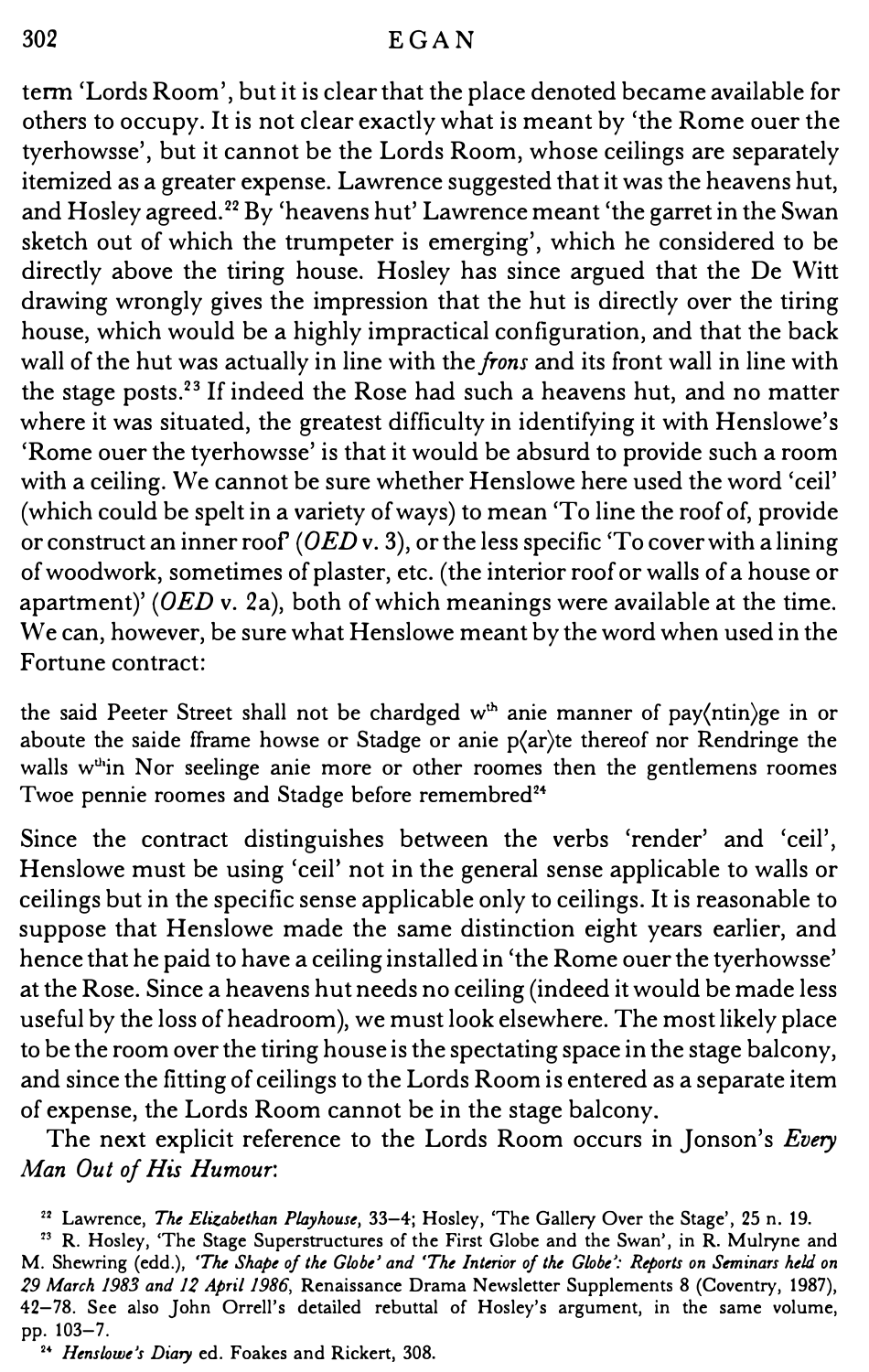term 'Lords Room', but it is clear that the place denoted became available for others to occupy. It is not clear exactly what is meant by 'the Rome ouer the tyerhowsse', but it cannot be the Lords Room, whose ceilings are separately itemized as a greater expense. Lawrence suggested that it was the heavens hut, and Hosley agreed.[22] By 'heavens hut' Lawrence meant 'the garret in the Swan sketch out of which the trumpeter is emerging', which he considered to be directly above the tiring house. Hosley has since argued that the De Witt drawing wrongly gives the impression that the hut is directly over the tiring house, which would be a highly impractical configuration, and that the back wall of the hut was actually in line with the *frons* and its front wall in line with the stage posts.[23] If indeed the Rose had such a heavens hut, and no matter where it was situated, the greatest difficulty in identifying it with Henslowe's 'Rome ouer the tyerhowsse' is that it would be absurd to provide such a room with a ceiling. We cannot be sure whether Henslowe here used the word 'ceil' (which could be spelt in a variety of ways) to mean 'To line the roof of, provide or construct an inner roof' (*OED* v. 3), or the less specific 'To cover with a lining of woodwork, sometimes of plaster, etc. (the interior roof or walls of a house or apartment)' (*OED* v. 2a), both of which meanings were available at the time. We can, however, be sure what Henslowe meant by the word when used in the Fortune contract:

> the said Peeter Street shall not be chardged w^th^ anie manner of pay⟨ntin⟩ge in or aboute the saide fframe howse or Stadge or anie p⟨ar⟩te thereof nor Rendringe the walls w^th^in Nor seelinge anie more or other roomes then the gentlemens roomes Twoe pennie roomes and Stadge before remembred[24]

Since the contract distinguishes between the verbs 'render' and 'ceil', Henslowe must be using 'ceil' not in the general sense applicable to walls or ceilings but in the specific sense applicable only to ceilings. It is reasonable to suppose that Henslowe made the same distinction eight years earlier, and hence that he paid to have a ceiling installed in 'the Rome ouer the tyerhowsse' at the Rose. Since a heavens hut needs no ceiling (indeed it would be made less useful by the loss of headroom), we must look elsewhere. The most likely place to be the room over the tiring house is the spectating space in the stage balcony, and since the fitting of ceilings to the Lords Room is entered as a separate item of expense, the Lords Room cannot be in the stage balcony.

The next explicit reference to the Lords Room occurs in Jonson's *Every Man Out of His Humour*:

---

[22] Lawrence, *The Elizabethan Playhouse*, 33–4; Hosley, 'The Gallery Over the Stage', 25 n. 19.

[23] R. Hosley, 'The Stage Superstructures of the First Globe and the Swan', in R. Mulryne and M. Shewring (edd.), *'The Shape of the Globe' and 'The Interior of the Globe': Reports on Seminars held on 29 March 1983 and 12 April 1986*, Renaissance Drama Newsletter Supplements 8 (Coventry, 1987), 42–78. See also John Orrell's detailed rebuttal of Hosley's argument, in the same volume, pp. 103–7.

[24] *Henslowe's Diary* ed. Foakes and Rickert, 308.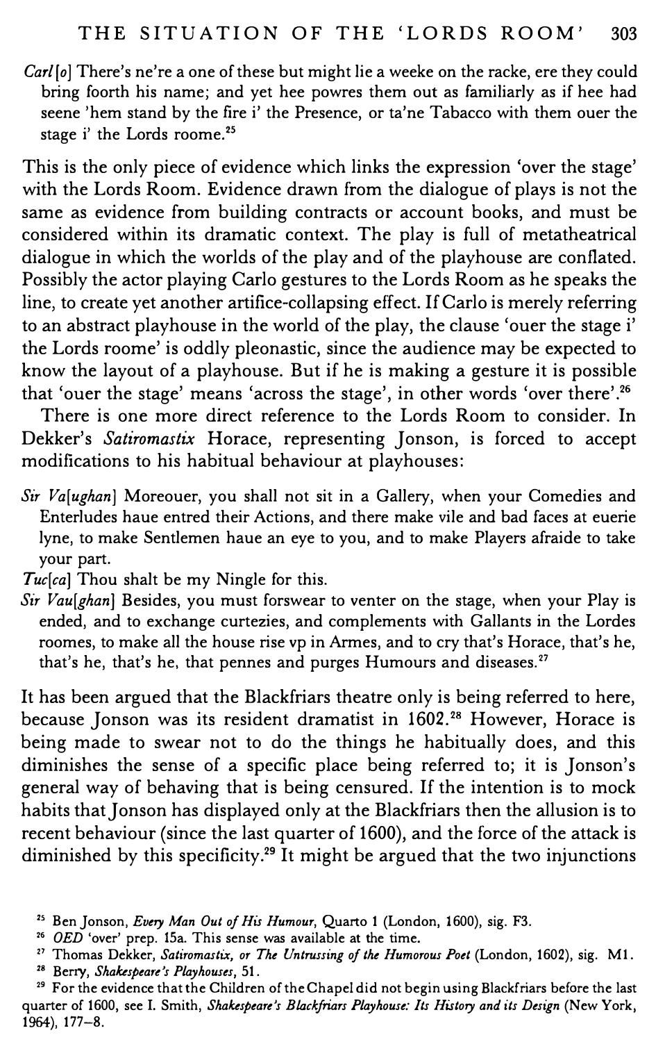*Carl[o]* There's ne're a one of these but might lie a weeke on the racke, ere they could bring foorth his name; and yet hee powres them out as familiarly as if hee had seene 'hem stand by the fire i' the Presence, or ta'ne Tabacco with them ouer the stage i' the Lords roome.[25]

This is the only piece of evidence which links the expression 'over the stage' with the Lords Room. Evidence drawn from the dialogue of plays is not the same as evidence from building contracts or account books, and must be considered within its dramatic context. The play is full of metatheatrical dialogue in which the worlds of the play and of the playhouse are conflated. Possibly the actor playing Carlo gestures to the Lords Room as he speaks the line, to create yet another artifice-collapsing effect. If Carlo is merely referring to an abstract playhouse in the world of the play, the clause 'ouer the stage i' the Lords roome' is oddly pleonastic, since the audience may be expected to know the layout of a playhouse. But if he is making a gesture it is possible that 'ouer the stage' means 'across the stage', in other words 'over there'.[26]

There is one more direct reference to the Lords Room to consider. In Dekker's *Satiromastix* Horace, representing Jonson, is forced to accept modifications to his habitual behaviour at playhouses:

*Sir Va[ughan]* Moreouer, you shall not sit in a Gallery, when your Comedies and Enterludes haue entred their Actions, and there make vile and bad faces at euerie lyne, to make Sentlemen haue an eye to you, and to make Players afraide to take your part.

*Tuc[ca]* Thou shalt be my Ningle for this.

*Sir Vau[ghan]* Besides, you must forswear to venter on the stage, when your Play is ended, and to exchange curtezies, and complements with Gallants in the Lordes roomes, to make all the house rise vp in Armes, and to cry that's Horace, that's he, that's he, that's he, that pennes and purges Humours and diseases.[27]

It has been argued that the Blackfriars theatre only is being referred to here, because Jonson was its resident dramatist in 1602.[28] However, Horace is being made to swear not to do the things he habitually does, and this diminishes the sense of a specific place being referred to; it is Jonson's general way of behaving that is being censured. If the intention is to mock habits that Jonson has displayed only at the Blackfriars then the allusion is to recent behaviour (since the last quarter of 1600), and the force of the attack is diminished by this specificity.[29] It might be argued that the two injunctions

[25] Ben Jonson, *Every Man Out of His Humour*, Quarto 1 (London, 1600), sig. F3.

[26] *OED* 'over' prep. 15a. This sense was available at the time.

[27] Thomas Dekker, *Satiromastix, or The Untrussing of the Humorous Poet* (London, 1602), sig. M1.

[28] Berry, *Shakespeare's Playhouses*, 51.

[29] For the evidence that the Children of the Chapel did not begin using Blackfriars before the last quarter of 1600, see I. Smith, *Shakespeare's Blackfriars Playhouse: Its History and its Design* (New York, 1964), 177–8.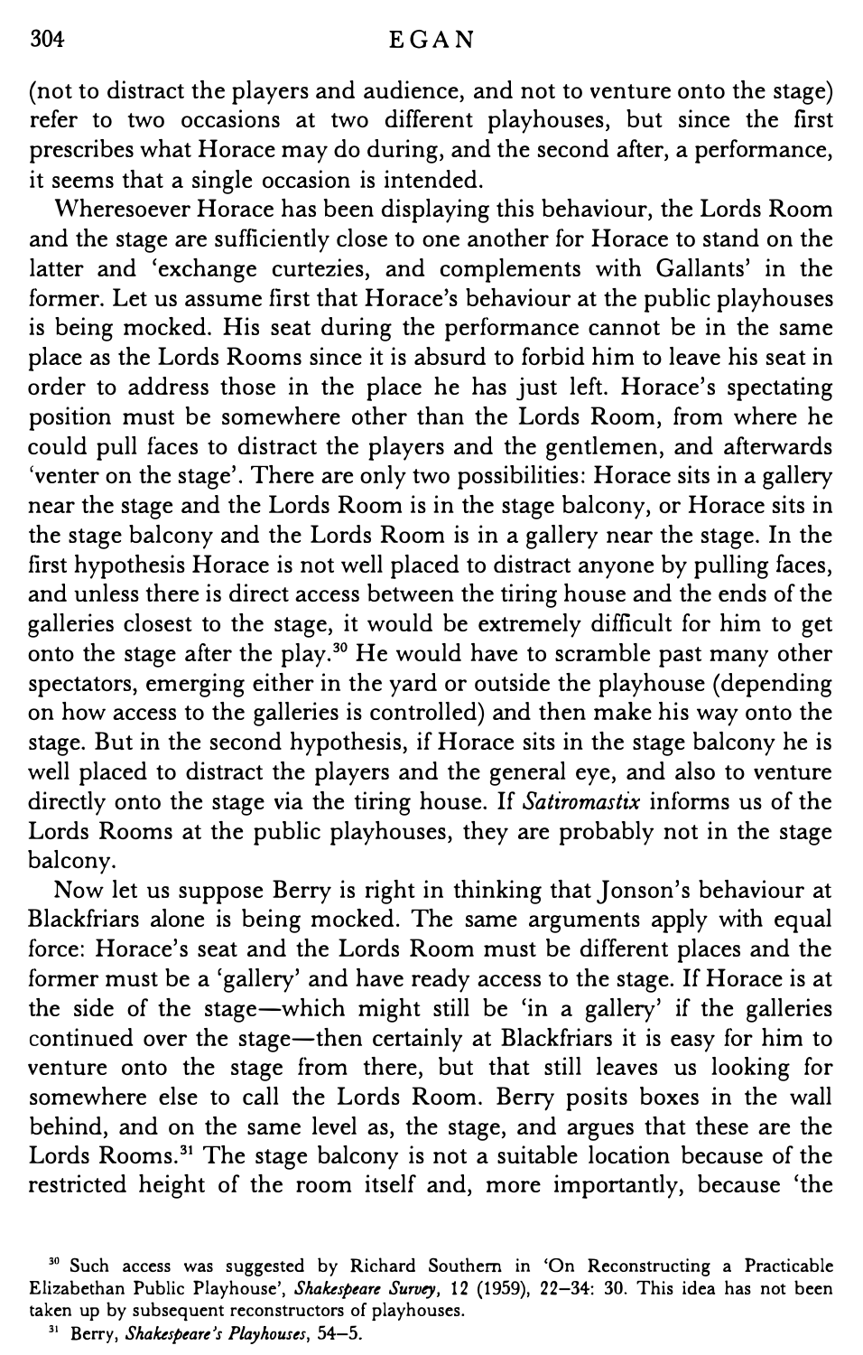(not to distract the players and audience, and not to venture onto the stage) refer to two occasions at two different playhouses, but since the first prescribes what Horace may do during, and the second after, a performance, it seems that a single occasion is intended.

Wheresoever Horace has been displaying this behaviour, the Lords Room and the stage are sufficiently close to one another for Horace to stand on the latter and 'exchange curtezies, and complements with Gallants' in the former. Let us assume first that Horace's behaviour at the public playhouses is being mocked. His seat during the performance cannot be in the same place as the Lords Rooms since it is absurd to forbid him to leave his seat in order to address those in the place he has just left. Horace's spectating position must be somewhere other than the Lords Room, from where he could pull faces to distract the players and the gentlemen, and afterwards 'venter on the stage'. There are only two possibilities: Horace sits in a gallery near the stage and the Lords Room is in the stage balcony, or Horace sits in the stage balcony and the Lords Room is in a gallery near the stage. In the first hypothesis Horace is not well placed to distract anyone by pulling faces, and unless there is direct access between the tiring house and the ends of the galleries closest to the stage, it would be extremely difficult for him to get onto the stage after the play.[30] He would have to scramble past many other spectators, emerging either in the yard or outside the playhouse (depending on how access to the galleries is controlled) and then make his way onto the stage. But in the second hypothesis, if Horace sits in the stage balcony he is well placed to distract the players and the general eye, and also to venture directly onto the stage via the tiring house. If *Satiromastix* informs us of the Lords Rooms at the public playhouses, they are probably not in the stage balcony.

Now let us suppose Berry is right in thinking that Jonson's behaviour at Blackfriars alone is being mocked. The same arguments apply with equal force: Horace's seat and the Lords Room must be different places and the former must be a 'gallery' and have ready access to the stage. If Horace is at the side of the stage—which might still be 'in a gallery' if the galleries continued over the stage—then certainly at Blackfriars it is easy for him to venture onto the stage from there, but that still leaves us looking for somewhere else to call the Lords Room. Berry posits boxes in the wall behind, and on the same level as, the stage, and argues that these are the Lords Rooms.[31] The stage balcony is not a suitable location because of the restricted height of the room itself and, more importantly, because 'the

[30] Such access was suggested by Richard Southern in 'On Reconstructing a Practicable Elizabethan Public Playhouse', *Shakespeare Survey*, 12 (1959), 22–34: 30. This idea has not been taken up by subsequent reconstructors of playhouses.

[31] Berry, *Shakespeare's Playhouses*, 54–5.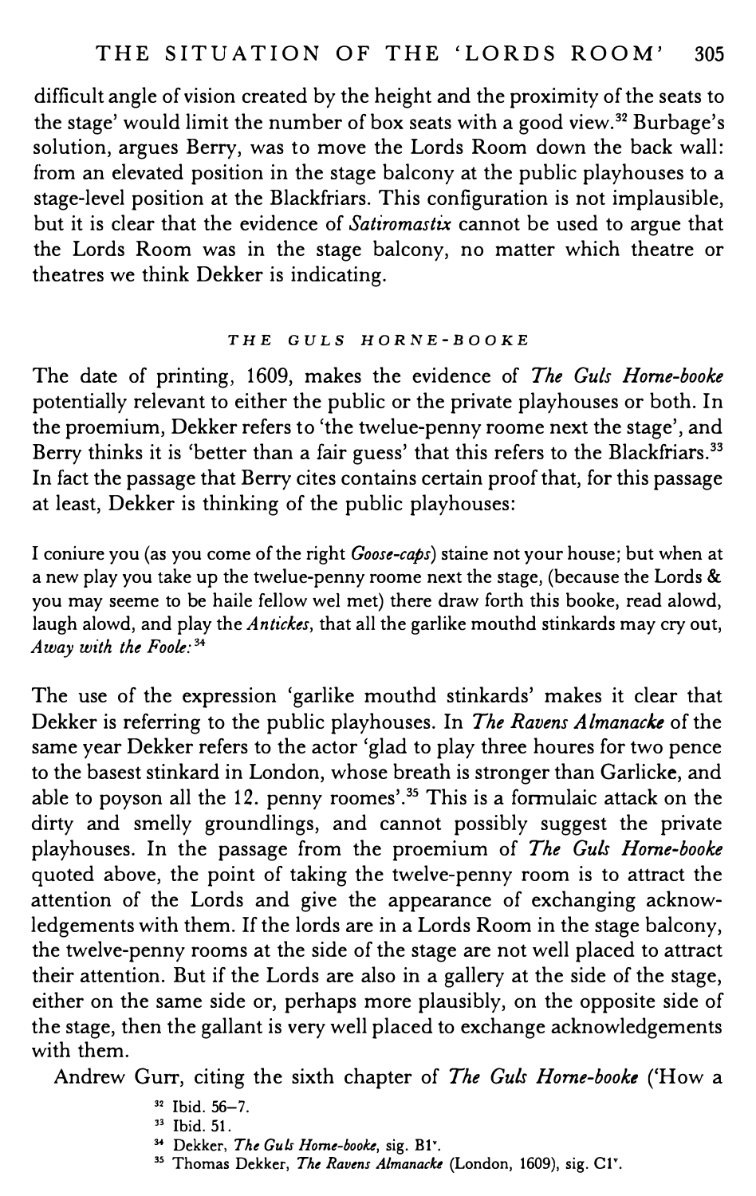difficult angle of vision created by the height and the proximity of the seats to the stage' would limit the number of box seats with a good view.[32] Burbage's solution, argues Berry, was to move the Lords Room down the back wall: from an elevated position in the stage balcony at the public playhouses to a stage-level position at the Blackfriars. This configuration is not implausible, but it is clear that the evidence of *Satiromastix* cannot be used to argue that the Lords Room was in the stage balcony, no matter which theatre or theatres we think Dekker is indicating.

### THE GULS HORNE-BOOKE

The date of printing, 1609, makes the evidence of *The Guls Horne-booke* potentially relevant to either the public or the private playhouses or both. In the proemium, Dekker refers to 'the twelue-penny roome next the stage', and Berry thinks it is 'better than a fair guess' that this refers to the Blackfriars.[33] In fact the passage that Berry cites contains certain proof that, for this passage at least, Dekker is thinking of the public playhouses:

> I coniure you (as you come of the right *Goose-caps*) staine not your house; but when at a new play you take up the twelue-penny roome next the stage, (because the Lords & you may seeme to be haile fellow wel met) there draw forth this booke, read alowd, laugh alowd, and play the *Antickes*, that all the garlike mouthd stinkards may cry out, *Away with the Foole:*[34]

The use of the expression 'garlike mouthd stinkards' makes it clear that Dekker is referring to the public playhouses. In *The Ravens Almanacke* of the same year Dekker refers to the actor 'glad to play three houres for two pence to the basest stinkard in London, whose breath is stronger than Garlicke, and able to poyson all the 12. penny roomes'.[35] This is a formulaic attack on the dirty and smelly groundlings, and cannot possibly suggest the private playhouses. In the passage from the proemium of *The Guls Horne-booke* quoted above, the point of taking the twelve-penny room is to attract the attention of the Lords and give the appearance of exchanging acknowledgements with them. If the lords are in a Lords Room in the stage balcony, the twelve-penny rooms at the side of the stage are not well placed to attract their attention. But if the Lords are also in a gallery at the side of the stage, either on the same side or, perhaps more plausibly, on the opposite side of the stage, then the gallant is very well placed to exchange acknowledgements with them.

Andrew Gurr, citing the sixth chapter of *The Guls Horne-booke* ('How a

[32] Ibid. 56–7.

[33] Ibid. 51.

[34] Dekker, *The Guls Horne-booke*, sig. B1v.

[35] Thomas Dekker, *The Ravens Almanacke* (London, 1609), sig. C1v.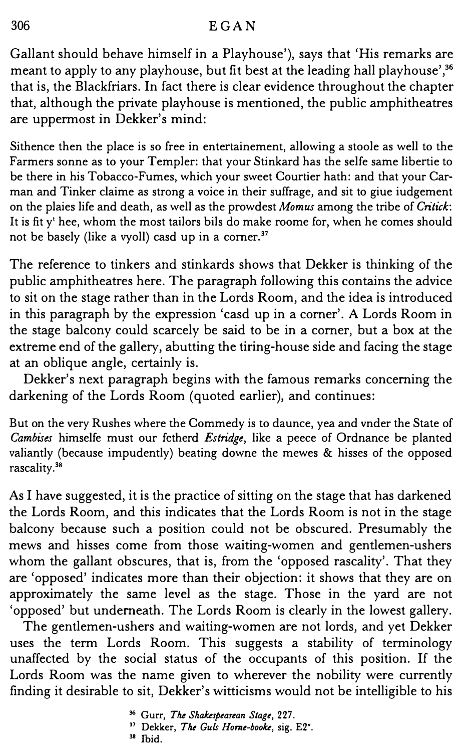Gallant should behave himself in a Playhouse'), says that 'His remarks are meant to apply to any playhouse, but fit best at the leading hall playhouse',[36] that is, the Blackfriars. In fact there is clear evidence throughout the chapter that, although the private playhouse is mentioned, the public amphitheatres are uppermost in Dekker's mind:

> Sithence then the place is so free in entertainement, allowing a stoole as well to the Farmers sonne as to your Templer: that your Stinkard has the selfe same libertie to be there in his Tobacco-Fumes, which your sweet Courtier hath: and that your Carman and Tinker claime as strong a voice in their suffrage, and sit to giue iudgement on the plaies life and death, as well as the prowdest *Momus* among the tribe of *Critick*: It is fit y$^t$ hee, whom the most tailors bils do make roome for, when he comes should not be basely (like a vyoll) casd up in a corner.[37]

The reference to tinkers and stinkards shows that Dekker is thinking of the public amphitheatres here. The paragraph following this contains the advice to sit on the stage rather than in the Lords Room, and the idea is introduced in this paragraph by the expression 'casd up in a corner'. A Lords Room in the stage balcony could scarcely be said to be in a corner, but a box at the extreme end of the gallery, abutting the tiring-house side and facing the stage at an oblique angle, certainly is.

Dekker's next paragraph begins with the famous remarks concerning the darkening of the Lords Room (quoted earlier), and continues:

> But on the very Rushes where the Commedy is to daunce, yea and vnder the State of *Cambises* himselfe must our fetherd *Estridge*, like a peece of Ordnance be planted valiantly (because impudently) beating downe the mewes & hisses of the opposed rascality.[38]

As I have suggested, it is the practice of sitting on the stage that has darkened the Lords Room, and this indicates that the Lords Room is not in the stage balcony because such a position could not be obscured. Presumably the mews and hisses come from those waiting-women and gentlemen-ushers whom the gallant obscures, that is, from the 'opposed rascality'. That they are 'opposed' indicates more than their objection: it shows that they are on approximately the same level as the stage. Those in the yard are not 'opposed' but underneath. The Lords Room is clearly in the lowest gallery.

The gentlemen-ushers and waiting-women are not lords, and yet Dekker uses the term Lords Room. This suggests a stability of terminology unaffected by the social status of the occupants of this position. If the Lords Room was the name given to wherever the nobility were currently finding it desirable to sit, Dekker's witticisms would not be intelligible to his

[36] Gurr, *The Shakespearean Stage*, 227.

[37] Dekker, *The Guls Horne-booke*, sig. E2$^v$.

[38] Ibid.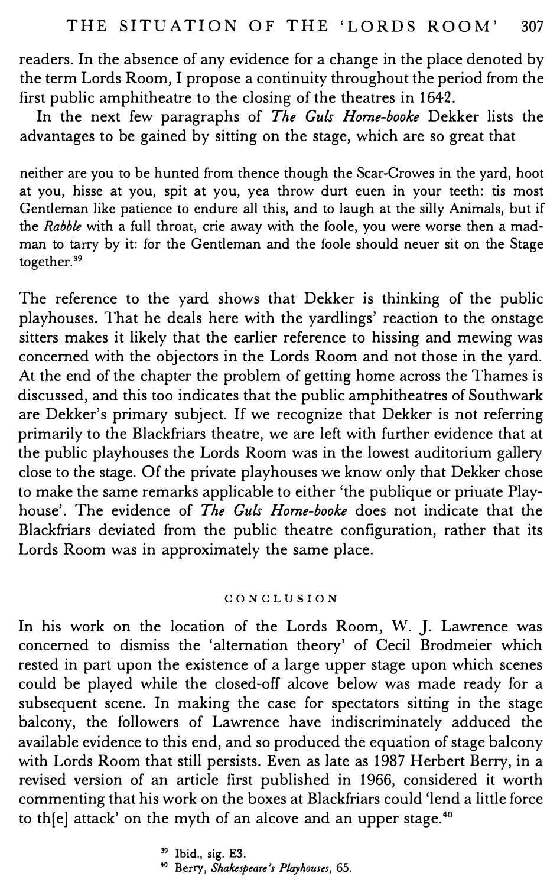readers. In the absence of any evidence for a change in the place denoted by the term Lords Room, I propose a continuity throughout the period from the first public amphitheatre to the closing of the theatres in 1642.

In the next few paragraphs of *The Guls Horne-booke* Dekker lists the advantages to be gained by sitting on the stage, which are so great that

> neither are you to be hunted from thence though the Scar-Crowes in the yard, hoot at you, hisse at you, spit at you, yea throw durt euen in your teeth: tis most Gentleman like patience to endure all this, and to laugh at the silly Animals, but if the *Rabble* with a full throat, crie away with the foole, you were worse then a madman to tarry by it: for the Gentleman and the foole should neuer sit on the Stage together.[39]

The reference to the yard shows that Dekker is thinking of the public playhouses. That he deals here with the yardlings' reaction to the onstage sitters makes it likely that the earlier reference to hissing and mewing was concerned with the objectors in the Lords Room and not those in the yard. At the end of the chapter the problem of getting home across the Thames is discussed, and this too indicates that the public amphitheatres of Southwark are Dekker's primary subject. If we recognize that Dekker is not referring primarily to the Blackfriars theatre, we are left with further evidence that at the public playhouses the Lords Room was in the lowest auditorium gallery close to the stage. Of the private playhouses we know only that Dekker chose to make the same remarks applicable to either 'the publique or priuate Playhouse'. The evidence of *The Guls Horne-booke* does not indicate that the Blackfriars deviated from the public theatre configuration, rather that its Lords Room was in approximately the same place.

## CONCLUSION

In his work on the location of the Lords Room, W. J. Lawrence was concerned to dismiss the 'alternation theory' of Cecil Brodmeier which rested in part upon the existence of a large upper stage upon which scenes could be played while the closed-off alcove below was made ready for a subsequent scene. In making the case for spectators sitting in the stage balcony, the followers of Lawrence have indiscriminately adduced the available evidence to this end, and so produced the equation of stage balcony with Lords Room that still persists. Even as late as 1987 Herbert Berry, in a revised version of an article first published in 1966, considered it worth commenting that his work on the boxes at Blackfriars could 'lend a little force to th[e] attack' on the myth of an alcove and an upper stage.[40]

[39] Ibid., sig. E3.

[40] Berry, *Shakespeare's Playhouses*, 65.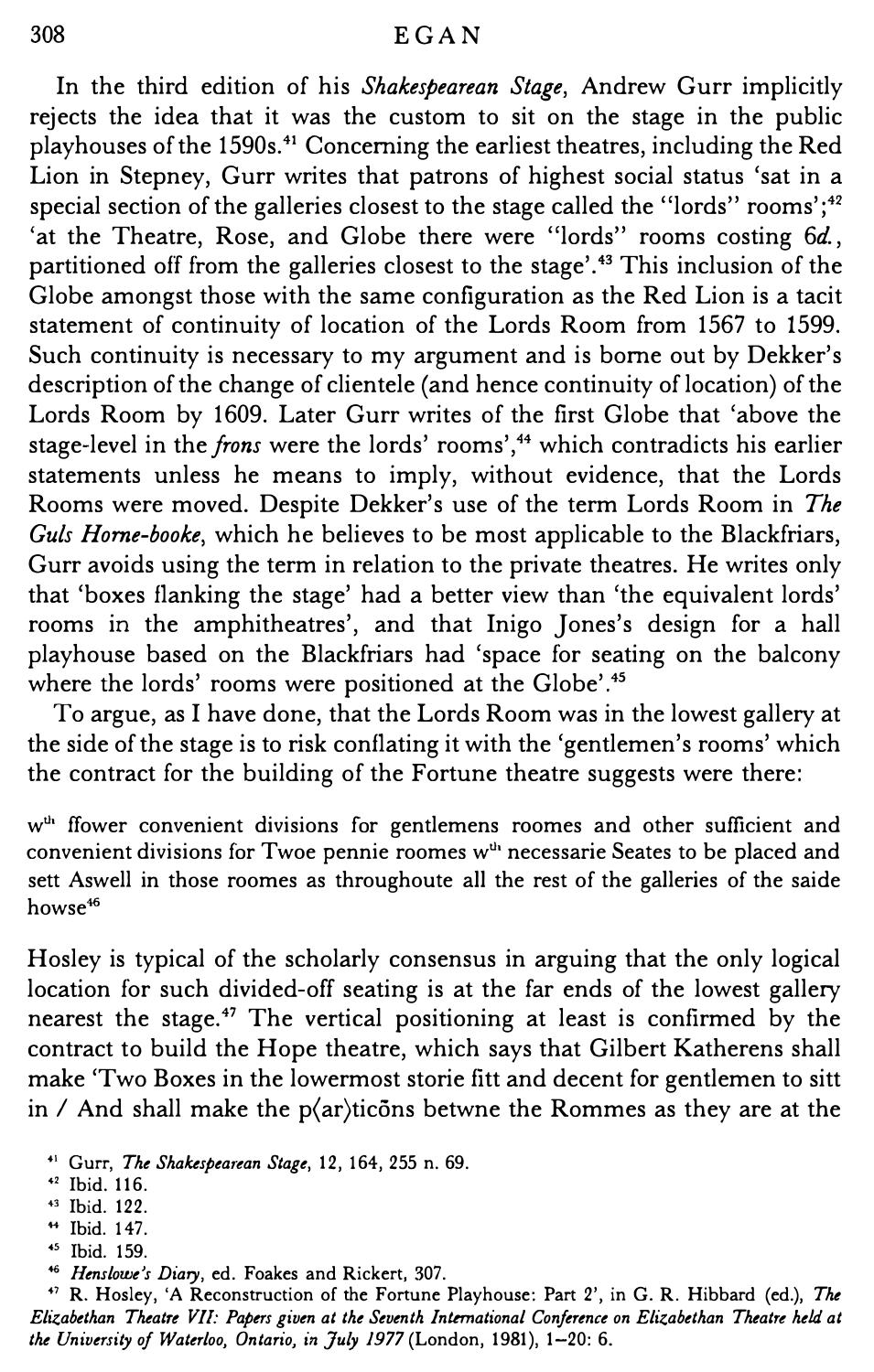In the third edition of his *Shakespearean Stage*, Andrew Gurr implicitly rejects the idea that it was the custom to sit on the stage in the public playhouses of the 1590s.[41] Concerning the earliest theatres, including the Red Lion in Stepney, Gurr writes that patrons of highest social status 'sat in a special section of the galleries closest to the stage called the "lords" rooms';[42] 'at the Theatre, Rose, and Globe there were "lords" rooms costing 6*d.*, partitioned off from the galleries closest to the stage'.[43] This inclusion of the Globe amongst those with the same configuration as the Red Lion is a tacit statement of continuity of location of the Lords Room from 1567 to 1599. Such continuity is necessary to my argument and is borne out by Dekker's description of the change of clientele (and hence continuity of location) of the Lords Room by 1609. Later Gurr writes of the first Globe that 'above the stage-level in the *frons* were the lords' rooms',[44] which contradicts his earlier statements unless he means to imply, without evidence, that the Lords Rooms were moved. Despite Dekker's use of the term Lords Room in *The Guls Horne-booke*, which he believes to be most applicable to the Blackfriars, Gurr avoids using the term in relation to the private theatres. He writes only that 'boxes flanking the stage' had a better view than 'the equivalent lords' rooms in the amphitheatres', and that Inigo Jones's design for a hall playhouse based on the Blackfriars had 'space for seating on the balcony where the lords' rooms were positioned at the Globe'.[45]

To argue, as I have done, that the Lords Room was in the lowest gallery at the side of the stage is to risk conflating it with the 'gentlemen's rooms' which the contract for the building of the Fortune theatre suggests were there:

> w[th] ffower convenient divisions for gentlemens roomes and other sufficient and convenient divisions for Twoe pennie roomes w[th] necessarie Seates to be placed and sett Aswell in those roomes as throughoute all the rest of the galleries of the saide howse[46]

Hosley is typical of the scholarly consensus in arguing that the only logical location for such divided-off seating is at the far ends of the lowest gallery nearest the stage.[47] The vertical positioning at least is confirmed by the contract to build the Hope theatre, which says that Gilbert Katherens shall make 'Two Boxes in the lowermost storie fitt and decent for gentlemen to sitt in / And shall make the p⟨ar⟩ticōns betwne the Rommes as they are at the

[41] Gurr, *The Shakespearean Stage*, 12, 164, 255 n. 69.

[42] Ibid. 116.

[43] Ibid. 122.

[44] Ibid. 147.

[45] Ibid. 159.

[46] *Henslowe's Diary*, ed. Foakes and Rickert, 307.

[47] R. Hosley, 'A Reconstruction of the Fortune Playhouse: Part 2', in G. R. Hibbard (ed.), *The Elizabethan Theatre VII: Papers given at the Seventh International Conference on Elizabethan Theatre held at the University of Waterloo, Ontario, in July 1977* (London, 1981), 1–20: 6.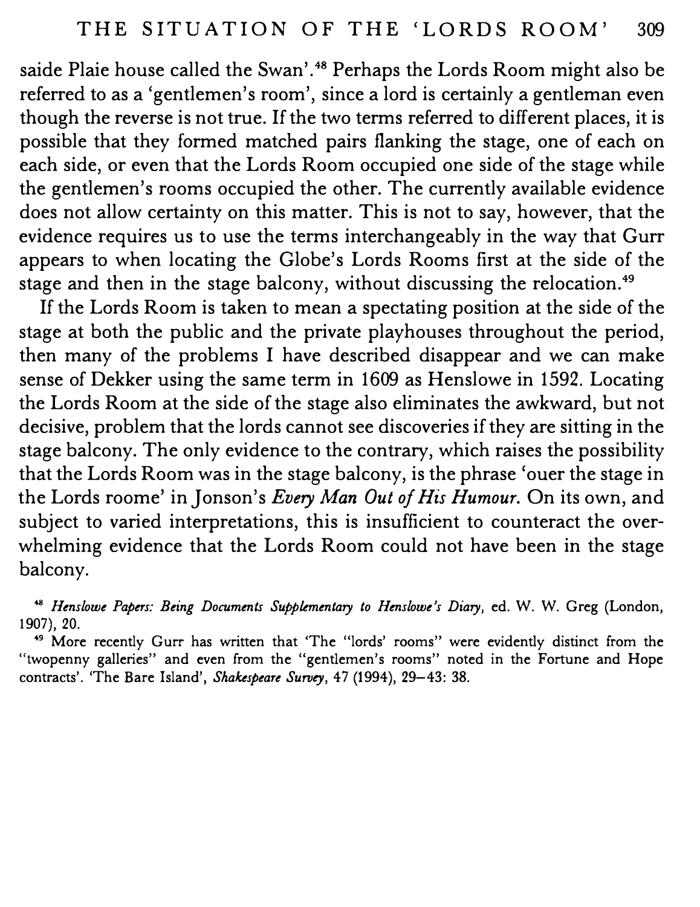saide Plaie house called the Swan'.[48] Perhaps the Lords Room might also be referred to as a 'gentlemen's room', since a lord is certainly a gentleman even though the reverse is not true. If the two terms referred to different places, it is possible that they formed matched pairs flanking the stage, one of each on each side, or even that the Lords Room occupied one side of the stage while the gentlemen's rooms occupied the other. The currently available evidence does not allow certainty on this matter. This is not to say, however, that the evidence requires us to use the terms interchangeably in the way that Gurr appears to when locating the Globe's Lords Rooms first at the side of the stage and then in the stage balcony, without discussing the relocation.[49]

If the Lords Room is taken to mean a spectating position at the side of the stage at both the public and the private playhouses throughout the period, then many of the problems I have described disappear and we can make sense of Dekker using the same term in 1609 as Henslowe in 1592. Locating the Lords Room at the side of the stage also eliminates the awkward, but not decisive, problem that the lords cannot see discoveries if they are sitting in the stage balcony. The only evidence to the contrary, which raises the possibility that the Lords Room was in the stage balcony, is the phrase 'ouer the stage in the Lords roome' in Jonson's *Every Man Out of His Humour*. On its own, and subject to varied interpretations, this is insufficient to counteract the overwhelming evidence that the Lords Room could not have been in the stage balcony.

[48] *Henslowe Papers: Being Documents Supplementary to Henslowe's Diary*, ed. W. W. Greg (London, 1907), 20.

[49] More recently Gurr has written that 'The "lords' rooms" were evidently distinct from the "twopenny galleries" and even from the "gentlemen's rooms" noted in the Fortune and Hope contracts'. 'The Bare Island', *Shakespeare Survey*, 47 (1994), 29–43: 38.